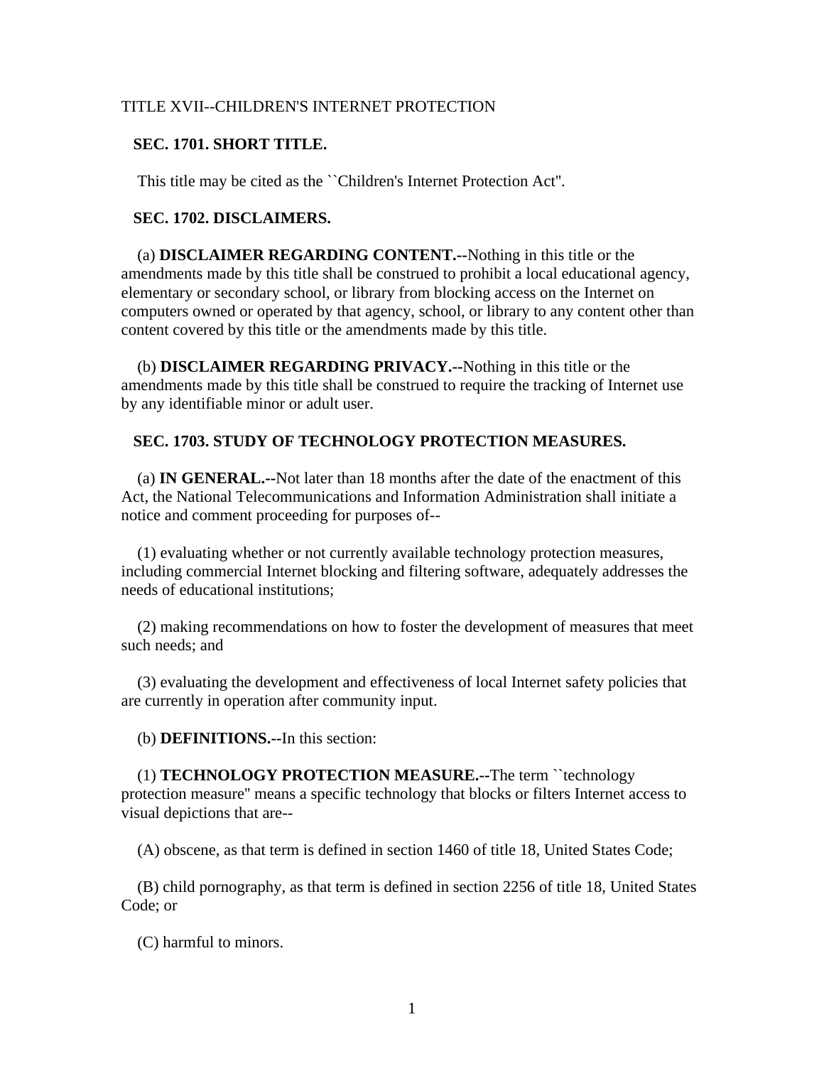TITLE XVII--CHILDREN'S INTERNET PROTECTION

**SEC. 1701. SHORT TITLE.**

This title may be cited as the ``Children's Internet Protection Act''.

**SEC. 1702. DISCLAIMERS.**

(a) **DISCLAIMER REGARDING CONTENT.--**Nothing in this title or the amendments made by this title shall be construed to prohibit a local educational agency, elementary or secondary school, or library from blocking access on the Internet on computers owned or operated by that agency, school, or library to any content other than content covered by this title or the amendments made by this title.

(b) **DISCLAIMER REGARDING PRIVACY.--**Nothing in this title or the amendments made by this title shall be construed to require the tracking of Internet use by any identifiable minor or adult user.

**SEC. 1703. STUDY OF TECHNOLOGY PROTECTION MEASURES.**

(a) **IN GENERAL.--**Not later than 18 months after the date of the enactment of this Act, the National Telecommunications and Information Administration shall initiate a notice and comment proceeding for purposes of--

(1) evaluating whether or not currently available technology protection measures, including commercial Internet blocking and filtering software, adequately addresses the needs of educational institutions;

(2) making recommendations on how to foster the development of measures that meet such needs; and

(3) evaluating the development and effectiveness of local Internet safety policies that are currently in operation after community input.

(b) **DEFINITIONS.--**In this section:

(1) **TECHNOLOGY PROTECTION MEASURE.--**The term ``technology protection measure'' means a specific technology that blocks or filters Internet access to visual depictions that are--

(A) obscene, as that term is defined in section 1460 of title 18, United States Code;

(B) child pornography, as that term is defined in section 2256 of title 18, United States Code; or

(C) harmful to minors.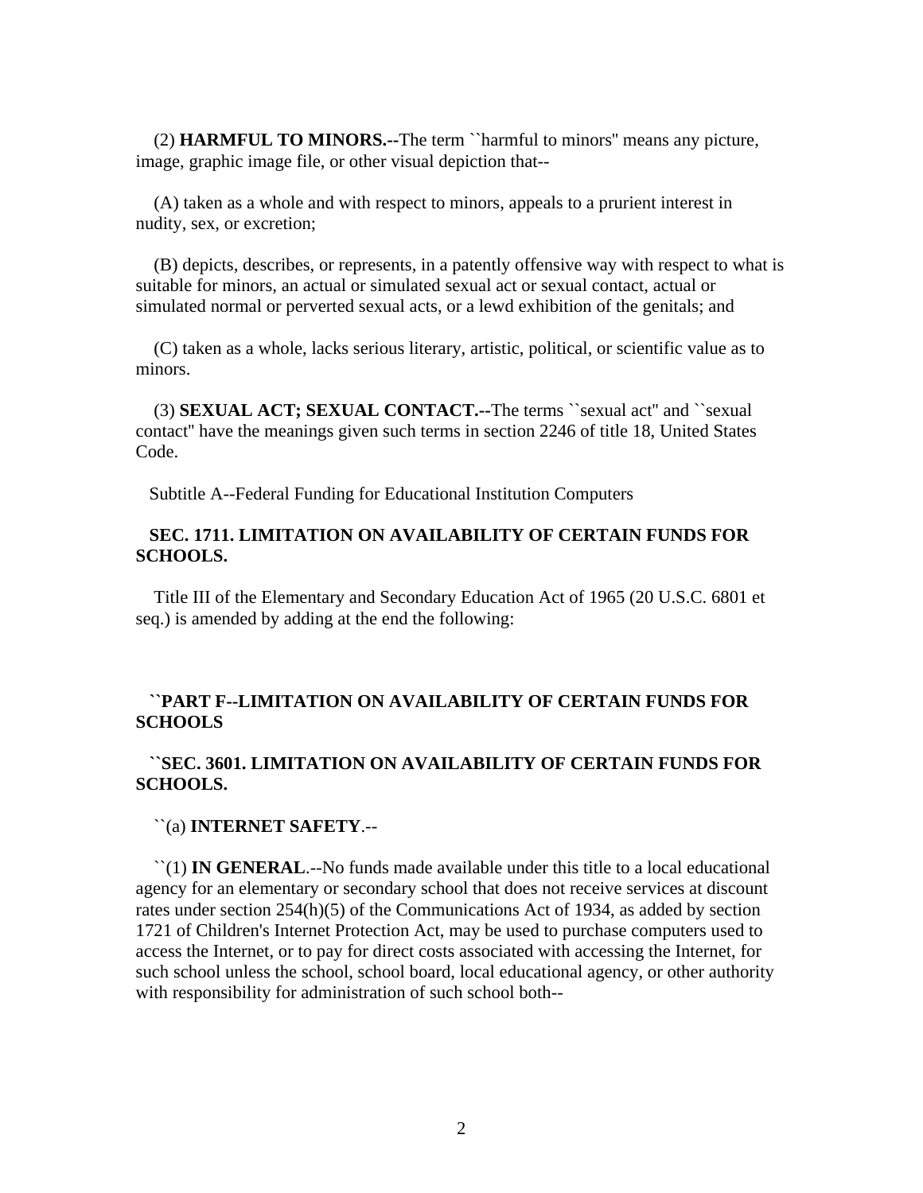(2) **HARMFUL TO MINORS.--**The term ``harmful to minors'' means any picture, image, graphic image file, or other visual depiction that--

(A) taken as a whole and with respect to minors, appeals to a prurient interest in nudity, sex, or excretion;

(B) depicts, describes, or represents, in a patently offensive way with respect to what is suitable for minors, an actual or simulated sexual act or sexual contact, actual or simulated normal or perverted sexual acts, or a lewd exhibition of the genitals; and

(C) taken as a whole, lacks serious literary, artistic, political, or scientific value as to minors.

(3) **SEXUAL ACT; SEXUAL CONTACT.--**The terms ``sexual act'' and ``sexual contact'' have the meanings given such terms in section 2246 of title 18, United States Code.

Subtitle A--Federal Funding for Educational Institution Computers

**SEC. 1711. LIMITATION ON AVAILABILITY OF CERTAIN FUNDS FOR SCHOOLS.**

Title III of the Elementary and Secondary Education Act of 1965 (20 U.S.C. 6801 et seq.) is amended by adding at the end the following:

**``PART F--LIMITATION ON AVAILABILITY OF CERTAIN FUNDS FOR SCHOOLS**

**``SEC. 3601. LIMITATION ON AVAILABILITY OF CERTAIN FUNDS FOR SCHOOLS.**

``(a) **INTERNET SAFETY**.--

``(1) **IN GENERAL**.--No funds made available under this title to a local educational agency for an elementary or secondary school that does not receive services at discount rates under section 254(h)(5) of the Communications Act of 1934, as added by section 1721 of Children's Internet Protection Act, may be used to purchase computers used to access the Internet, or to pay for direct costs associated with accessing the Internet, for such school unless the school, school board, local educational agency, or other authority with responsibility for administration of such school both--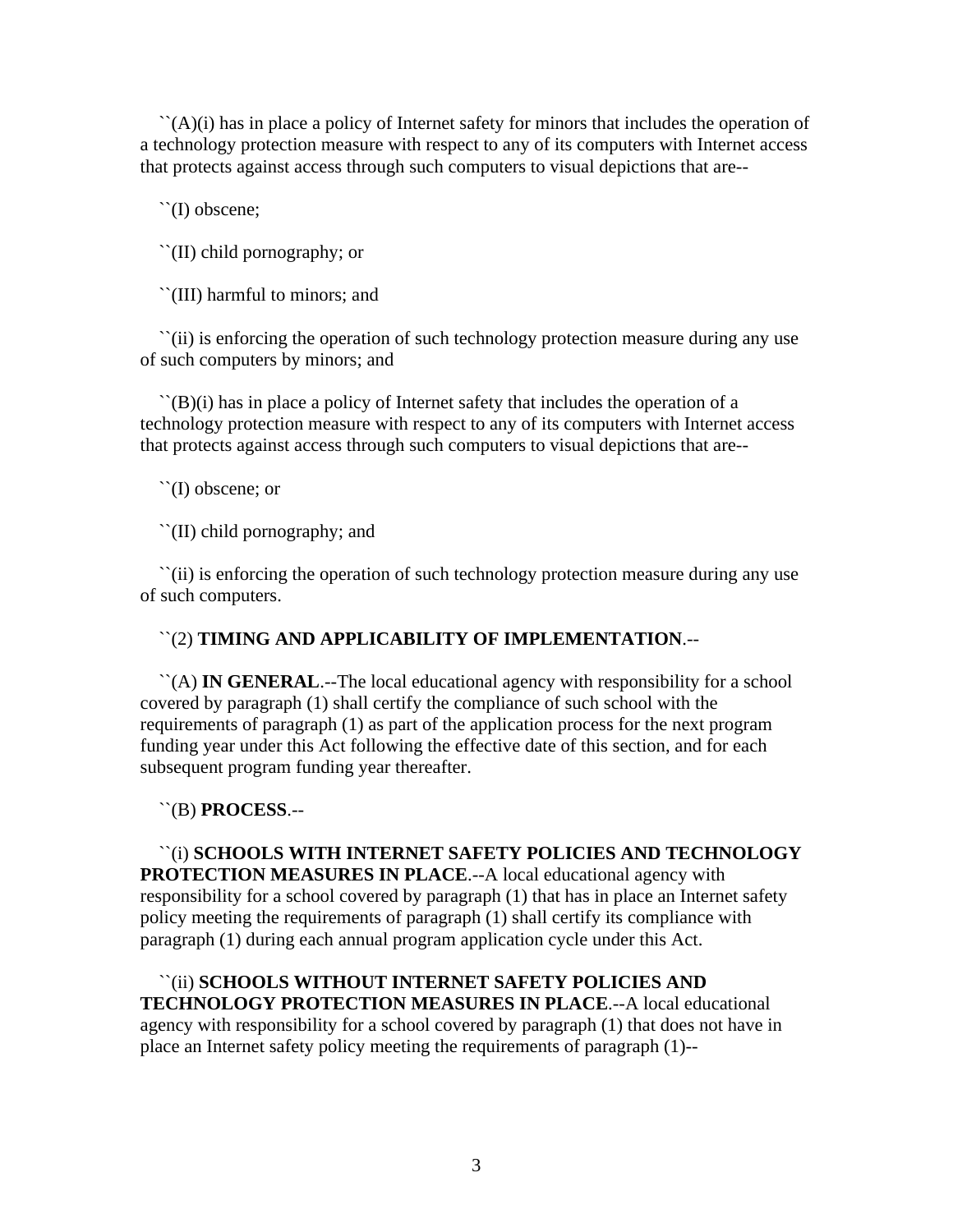``(A)(i) has in place a policy of Internet safety for minors that includes the operation of a technology protection measure with respect to any of its computers with Internet access that protects against access through such computers to visual depictions that are--

``(I) obscene;

``(II) child pornography; or

``(III) harmful to minors; and

``(ii) is enforcing the operation of such technology protection measure during any use of such computers by minors; and

``(B)(i) has in place a policy of Internet safety that includes the operation of a technology protection measure with respect to any of its computers with Internet access that protects against access through such computers to visual depictions that are--

``(I) obscene; or

``(II) child pornography; and

``(ii) is enforcing the operation of such technology protection measure during any use of such computers.

``(2) **TIMING AND APPLICABILITY OF IMPLEMENTATION**.--

``(A) **IN GENERAL**.--The local educational agency with responsibility for a school covered by paragraph (1) shall certify the compliance of such school with the requirements of paragraph (1) as part of the application process for the next program funding year under this Act following the effective date of this section, and for each subsequent program funding year thereafter.

``(B) **PROCESS**.--

``(i) **SCHOOLS WITH INTERNET SAFETY POLICIES AND TECHNOLOGY PROTECTION MEASURES IN PLACE**.--A local educational agency with responsibility for a school covered by paragraph (1) that has in place an Internet safety policy meeting the requirements of paragraph (1) shall certify its compliance with paragraph (1) during each annual program application cycle under this Act.

``(ii) **SCHOOLS WITHOUT INTERNET SAFETY POLICIES AND TECHNOLOGY PROTECTION MEASURES IN PLACE**.--A local educational agency with responsibility for a school covered by paragraph (1) that does not have in place an Internet safety policy meeting the requirements of paragraph (1)--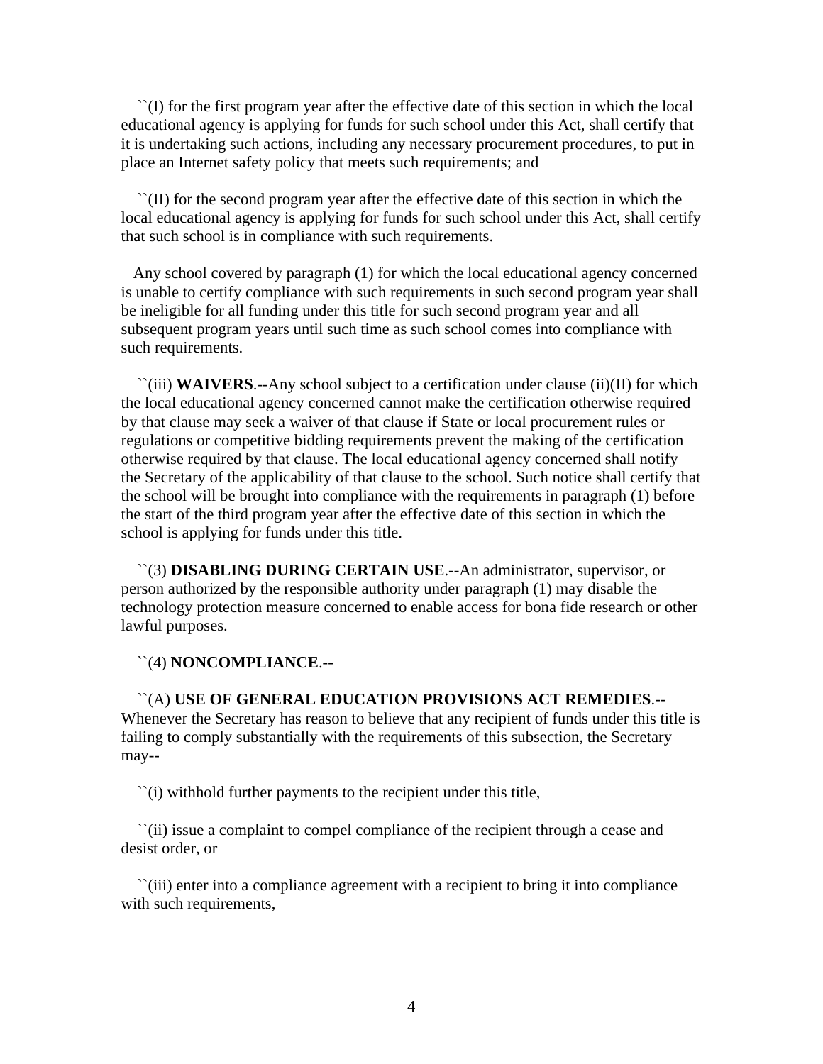``(I) for the first program year after the effective date of this section in which the local educational agency is applying for funds for such school under this Act, shall certify that it is undertaking such actions, including any necessary procurement procedures, to put in place an Internet safety policy that meets such requirements; and

``(II) for the second program year after the effective date of this section in which the local educational agency is applying for funds for such school under this Act, shall certify that such school is in compliance with such requirements.

Any school covered by paragraph (1) for which the local educational agency concerned is unable to certify compliance with such requirements in such second program year shall be ineligible for all funding under this title for such second program year and all subsequent program years until such time as such school comes into compliance with such requirements.

``(iii) **WAIVERS**.--Any school subject to a certification under clause (ii)(II) for which the local educational agency concerned cannot make the certification otherwise required by that clause may seek a waiver of that clause if State or local procurement rules or regulations or competitive bidding requirements prevent the making of the certification otherwise required by that clause. The local educational agency concerned shall notify the Secretary of the applicability of that clause to the school. Such notice shall certify that the school will be brought into compliance with the requirements in paragraph (1) before the start of the third program year after the effective date of this section in which the school is applying for funds under this title.

``(3) **DISABLING DURING CERTAIN USE**.--An administrator, supervisor, or person authorized by the responsible authority under paragraph (1) may disable the technology protection measure concerned to enable access for bona fide research or other lawful purposes.

``(4) **NONCOMPLIANCE**.--

``(A) **USE OF GENERAL EDUCATION PROVISIONS ACT REMEDIES**.--Whenever the Secretary has reason to believe that any recipient of funds under this title is failing to comply substantially with the requirements of this subsection, the Secretary may--

``(i) withhold further payments to the recipient under this title,

``(ii) issue a complaint to compel compliance of the recipient through a cease and desist order, or

``(iii) enter into a compliance agreement with a recipient to bring it into compliance with such requirements,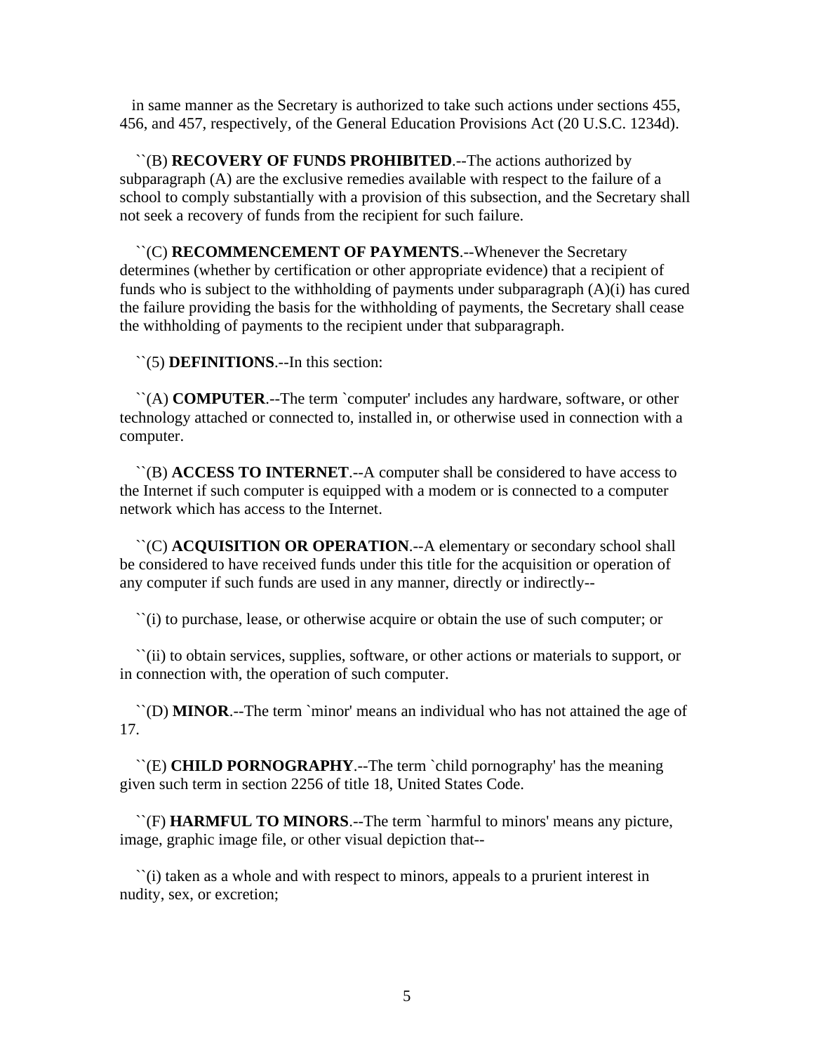in same manner as the Secretary is authorized to take such actions under sections 455, 456, and 457, respectively, of the General Education Provisions Act (20 U.S.C. 1234d).

``(B) **RECOVERY OF FUNDS PROHIBITED**.--The actions authorized by subparagraph (A) are the exclusive remedies available with respect to the failure of a school to comply substantially with a provision of this subsection, and the Secretary shall not seek a recovery of funds from the recipient for such failure.

``(C) **RECOMMENCEMENT OF PAYMENTS**.--Whenever the Secretary determines (whether by certification or other appropriate evidence) that a recipient of funds who is subject to the withholding of payments under subparagraph (A)(i) has cured the failure providing the basis for the withholding of payments, the Secretary shall cease the withholding of payments to the recipient under that subparagraph.

``(5) **DEFINITIONS**.--In this section:

``(A) **COMPUTER**.--The term `computer' includes any hardware, software, or other technology attached or connected to, installed in, or otherwise used in connection with a computer.

``(B) **ACCESS TO INTERNET**.--A computer shall be considered to have access to the Internet if such computer is equipped with a modem or is connected to a computer network which has access to the Internet.

``(C) **ACQUISITION OR OPERATION**.--A elementary or secondary school shall be considered to have received funds under this title for the acquisition or operation of any computer if such funds are used in any manner, directly or indirectly--

``(i) to purchase, lease, or otherwise acquire or obtain the use of such computer; or

``(ii) to obtain services, supplies, software, or other actions or materials to support, or in connection with, the operation of such computer.

``(D) **MINOR**.--The term `minor' means an individual who has not attained the age of 17.

``(E) **CHILD PORNOGRAPHY**.--The term `child pornography' has the meaning given such term in section 2256 of title 18, United States Code.

``(F) **HARMFUL TO MINORS**.--The term `harmful to minors' means any picture, image, graphic image file, or other visual depiction that--

``(i) taken as a whole and with respect to minors, appeals to a prurient interest in nudity, sex, or excretion;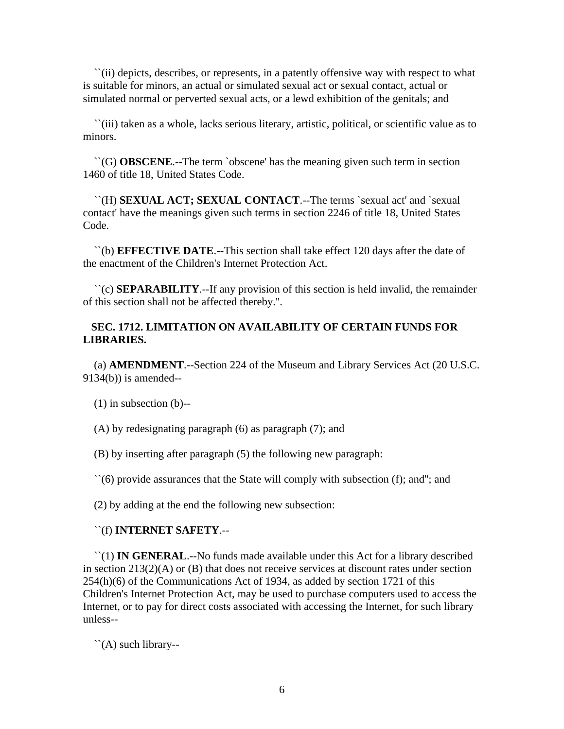``(ii) depicts, describes, or represents, in a patently offensive way with respect to what is suitable for minors, an actual or simulated sexual act or sexual contact, actual or simulated normal or perverted sexual acts, or a lewd exhibition of the genitals; and

``(iii) taken as a whole, lacks serious literary, artistic, political, or scientific value as to minors.

``(G) **OBSCENE**.--The term `obscene' has the meaning given such term in section 1460 of title 18, United States Code.

``(H) **SEXUAL ACT; SEXUAL CONTACT**.--The terms `sexual act' and `sexual contact' have the meanings given such terms in section 2246 of title 18, United States Code.

``(b) **EFFECTIVE DATE**.--This section shall take effect 120 days after the date of the enactment of the Children's Internet Protection Act.

``(c) **SEPARABILITY**.--If any provision of this section is held invalid, the remainder of this section shall not be affected thereby.''.

**SEC. 1712. LIMITATION ON AVAILABILITY OF CERTAIN FUNDS FOR LIBRARIES.**

(a) **AMENDMENT**.--Section 224 of the Museum and Library Services Act (20 U.S.C. 9134(b)) is amended--

(1) in subsection (b)--

(A) by redesignating paragraph (6) as paragraph (7); and

(B) by inserting after paragraph (5) the following new paragraph:

``(6) provide assurances that the State will comply with subsection (f); and''; and

(2) by adding at the end the following new subsection:

``(f) **INTERNET SAFETY**.--

``(1) **IN GENERAL**.--No funds made available under this Act for a library described in section 213(2)(A) or (B) that does not receive services at discount rates under section 254(h)(6) of the Communications Act of 1934, as added by section 1721 of this Children's Internet Protection Act, may be used to purchase computers used to access the Internet, or to pay for direct costs associated with accessing the Internet, for such library unless--

``(A) such library--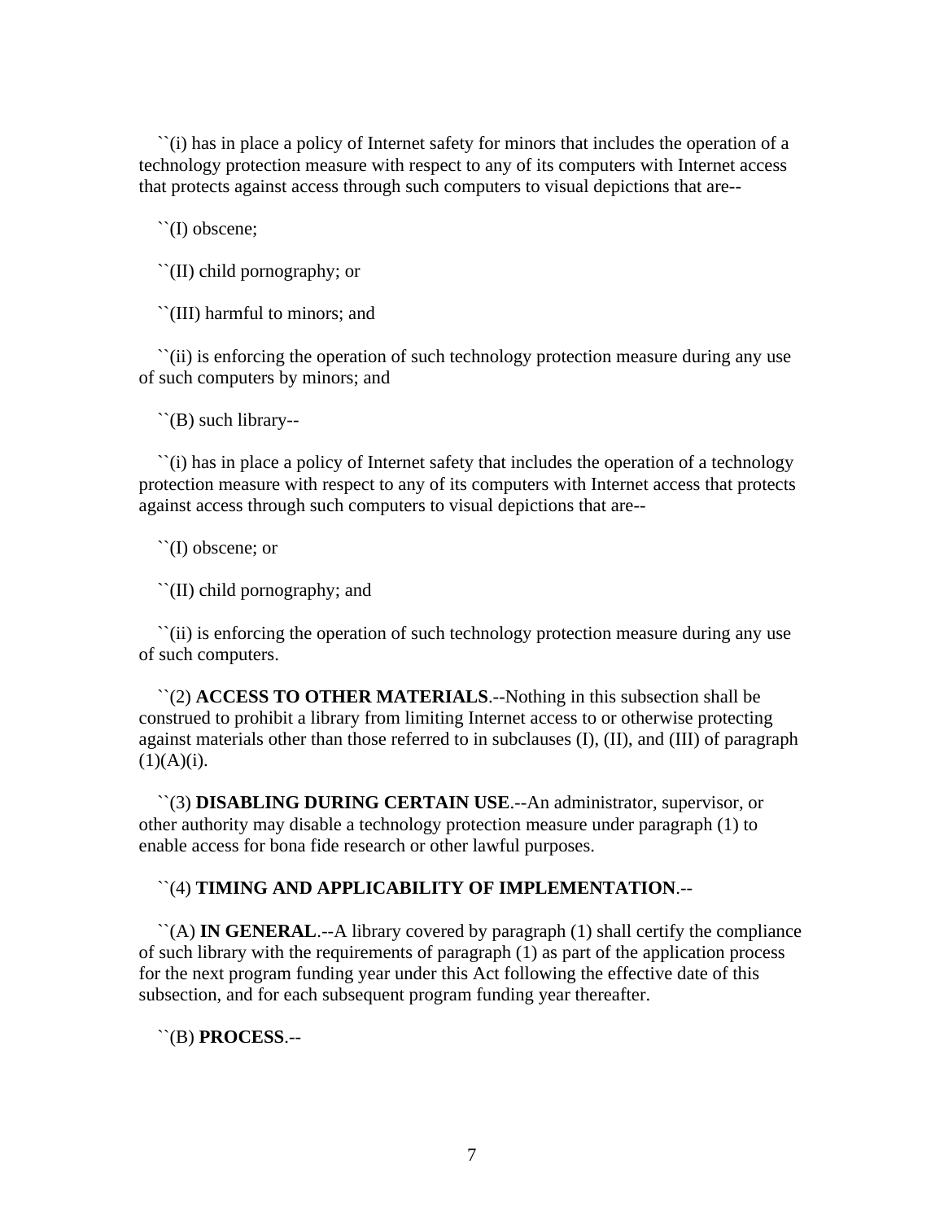``(i) has in place a policy of Internet safety for minors that includes the operation of a technology protection measure with respect to any of its computers with Internet access that protects against access through such computers to visual depictions that are--

``(I) obscene;

``(II) child pornography; or

``(III) harmful to minors; and

``(ii) is enforcing the operation of such technology protection measure during any use of such computers by minors; and

``(B) such library--

``(i) has in place a policy of Internet safety that includes the operation of a technology protection measure with respect to any of its computers with Internet access that protects against access through such computers to visual depictions that are--

``(I) obscene; or

``(II) child pornography; and

``(ii) is enforcing the operation of such technology protection measure during any use of such computers.

``(2) **ACCESS TO OTHER MATERIALS**.--Nothing in this subsection shall be construed to prohibit a library from limiting Internet access to or otherwise protecting against materials other than those referred to in subclauses (I), (II), and (III) of paragraph (1)(A)(i).

``(3) **DISABLING DURING CERTAIN USE**.--An administrator, supervisor, or other authority may disable a technology protection measure under paragraph (1) to enable access for bona fide research or other lawful purposes.

``(4) **TIMING AND APPLICABILITY OF IMPLEMENTATION**.--

``(A) **IN GENERAL**.--A library covered by paragraph (1) shall certify the compliance of such library with the requirements of paragraph (1) as part of the application process for the next program funding year under this Act following the effective date of this subsection, and for each subsequent program funding year thereafter.

``(B) **PROCESS**.--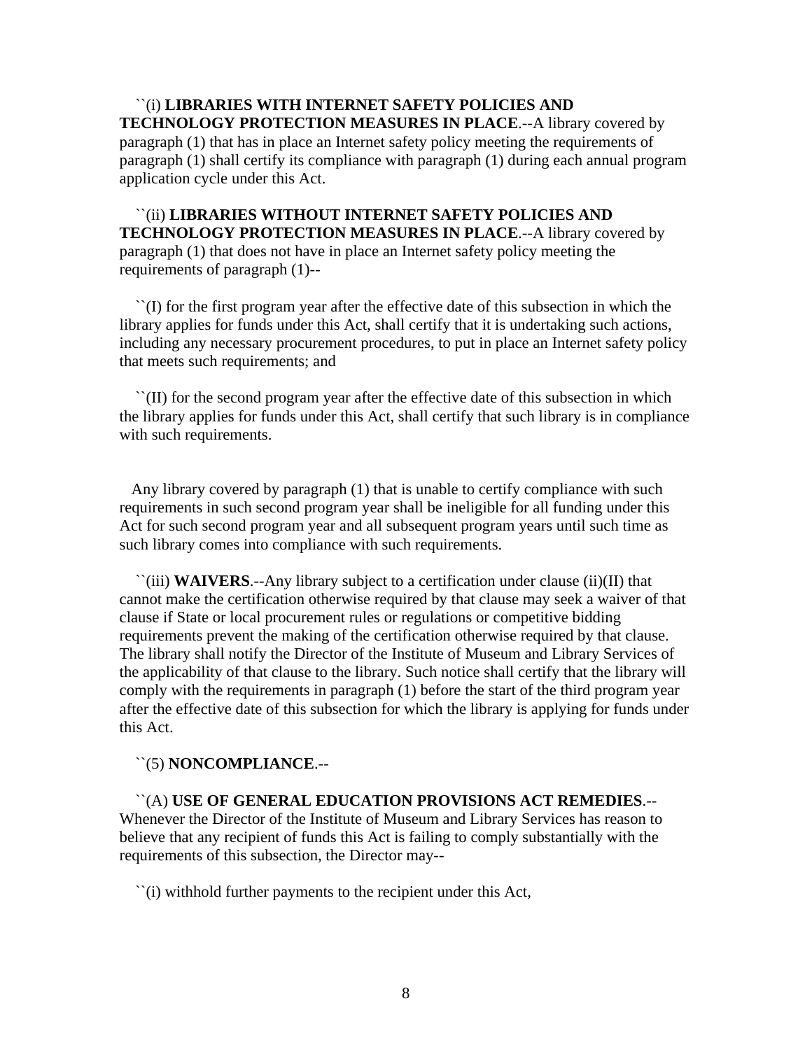``(i) **LIBRARIES WITH INTERNET SAFETY POLICIES AND TECHNOLOGY PROTECTION MEASURES IN PLACE**.--A library covered by paragraph (1) that has in place an Internet safety policy meeting the requirements of paragraph (1) shall certify its compliance with paragraph (1) during each annual program application cycle under this Act.

``(ii) **LIBRARIES WITHOUT INTERNET SAFETY POLICIES AND TECHNOLOGY PROTECTION MEASURES IN PLACE**.--A library covered by paragraph (1) that does not have in place an Internet safety policy meeting the requirements of paragraph (1)--

``(I) for the first program year after the effective date of this subsection in which the library applies for funds under this Act, shall certify that it is undertaking such actions, including any necessary procurement procedures, to put in place an Internet safety policy that meets such requirements; and

``(II) for the second program year after the effective date of this subsection in which the library applies for funds under this Act, shall certify that such library is in compliance with such requirements.

Any library covered by paragraph (1) that is unable to certify compliance with such requirements in such second program year shall be ineligible for all funding under this Act for such second program year and all subsequent program years until such time as such library comes into compliance with such requirements.

``(iii) **WAIVERS**.--Any library subject to a certification under clause (ii)(II) that cannot make the certification otherwise required by that clause may seek a waiver of that clause if State or local procurement rules or regulations or competitive bidding requirements prevent the making of the certification otherwise required by that clause. The library shall notify the Director of the Institute of Museum and Library Services of the applicability of that clause to the library. Such notice shall certify that the library will comply with the requirements in paragraph (1) before the start of the third program year after the effective date of this subsection for which the library is applying for funds under this Act.

``(5) **NONCOMPLIANCE**.--

``(A) **USE OF GENERAL EDUCATION PROVISIONS ACT REMEDIES**.--Whenever the Director of the Institute of Museum and Library Services has reason to believe that any recipient of funds this Act is failing to comply substantially with the requirements of this subsection, the Director may--

``(i) withhold further payments to the recipient under this Act,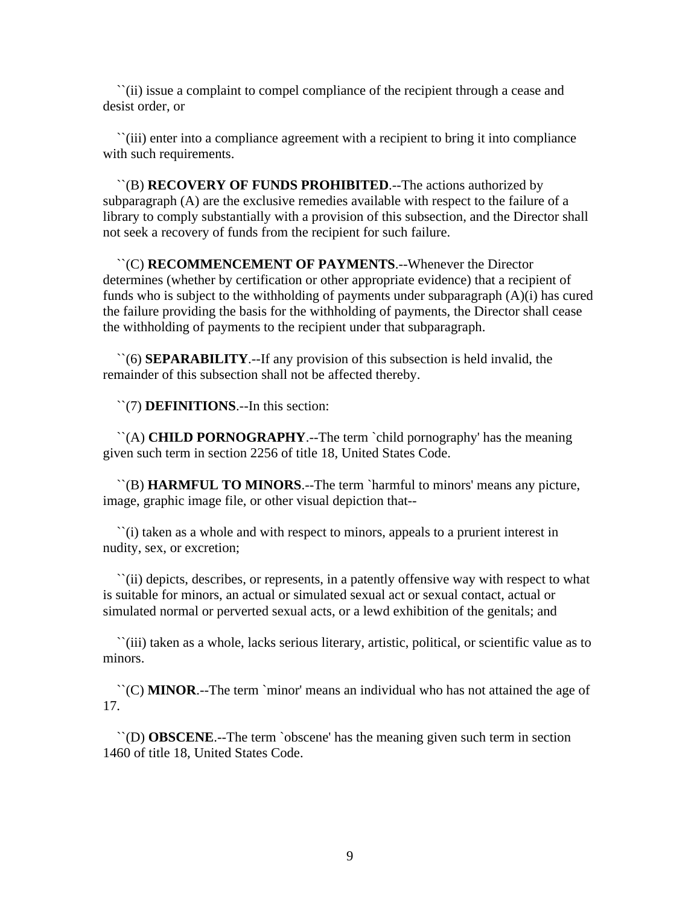``(ii) issue a complaint to compel compliance of the recipient through a cease and desist order, or

``(iii) enter into a compliance agreement with a recipient to bring it into compliance with such requirements.

``(B) **RECOVERY OF FUNDS PROHIBITED**.--The actions authorized by subparagraph (A) are the exclusive remedies available with respect to the failure of a library to comply substantially with a provision of this subsection, and the Director shall not seek a recovery of funds from the recipient for such failure.

``(C) **RECOMMENCEMENT OF PAYMENTS**.--Whenever the Director determines (whether by certification or other appropriate evidence) that a recipient of funds who is subject to the withholding of payments under subparagraph (A)(i) has cured the failure providing the basis for the withholding of payments, the Director shall cease the withholding of payments to the recipient under that subparagraph.

``(6) **SEPARABILITY**.--If any provision of this subsection is held invalid, the remainder of this subsection shall not be affected thereby.

``(7) **DEFINITIONS**.--In this section:

``(A) **CHILD PORNOGRAPHY**.--The term `child pornography' has the meaning given such term in section 2256 of title 18, United States Code.

``(B) **HARMFUL TO MINORS**.--The term `harmful to minors' means any picture, image, graphic image file, or other visual depiction that--

``(i) taken as a whole and with respect to minors, appeals to a prurient interest in nudity, sex, or excretion;

``(ii) depicts, describes, or represents, in a patently offensive way with respect to what is suitable for minors, an actual or simulated sexual act or sexual contact, actual or simulated normal or perverted sexual acts, or a lewd exhibition of the genitals; and

``(iii) taken as a whole, lacks serious literary, artistic, political, or scientific value as to minors.

``(C) **MINOR**.--The term `minor' means an individual who has not attained the age of 17.

``(D) **OBSCENE**.--The term `obscene' has the meaning given such term in section 1460 of title 18, United States Code.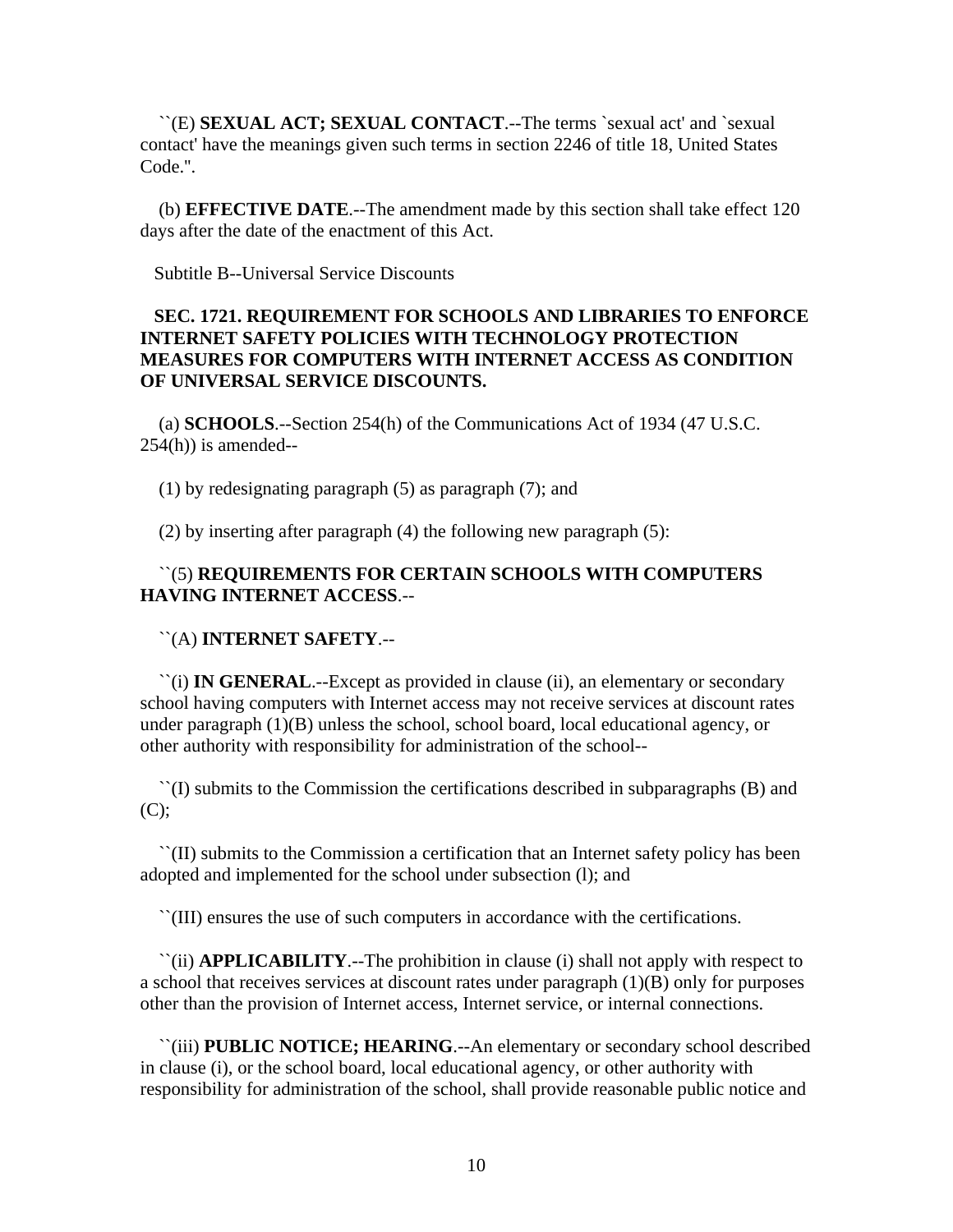``(E) **SEXUAL ACT; SEXUAL CONTACT**.--The terms `sexual act' and `sexual contact' have the meanings given such terms in section 2246 of title 18, United States Code.".

(b) **EFFECTIVE DATE**.--The amendment made by this section shall take effect 120 days after the date of the enactment of this Act.

Subtitle B--Universal Service Discounts

**SEC. 1721. REQUIREMENT FOR SCHOOLS AND LIBRARIES TO ENFORCE INTERNET SAFETY POLICIES WITH TECHNOLOGY PROTECTION MEASURES FOR COMPUTERS WITH INTERNET ACCESS AS CONDITION OF UNIVERSAL SERVICE DISCOUNTS.**

(a) **SCHOOLS**.--Section 254(h) of the Communications Act of 1934 (47 U.S.C. 254(h)) is amended--

(1) by redesignating paragraph (5) as paragraph (7); and

(2) by inserting after paragraph (4) the following new paragraph (5):

``(5) **REQUIREMENTS FOR CERTAIN SCHOOLS WITH COMPUTERS HAVING INTERNET ACCESS**.--

``(A) **INTERNET SAFETY**.--

``(i) **IN GENERAL**.--Except as provided in clause (ii), an elementary or secondary school having computers with Internet access may not receive services at discount rates under paragraph (1)(B) unless the school, school board, local educational agency, or other authority with responsibility for administration of the school--

``(I) submits to the Commission the certifications described in subparagraphs (B) and (C);

``(II) submits to the Commission a certification that an Internet safety policy has been adopted and implemented for the school under subsection (l); and

``(III) ensures the use of such computers in accordance with the certifications.

``(ii) **APPLICABILITY**.--The prohibition in clause (i) shall not apply with respect to a school that receives services at discount rates under paragraph (1)(B) only for purposes other than the provision of Internet access, Internet service, or internal connections.

``(iii) **PUBLIC NOTICE; HEARING**.--An elementary or secondary school described in clause (i), or the school board, local educational agency, or other authority with responsibility for administration of the school, shall provide reasonable public notice and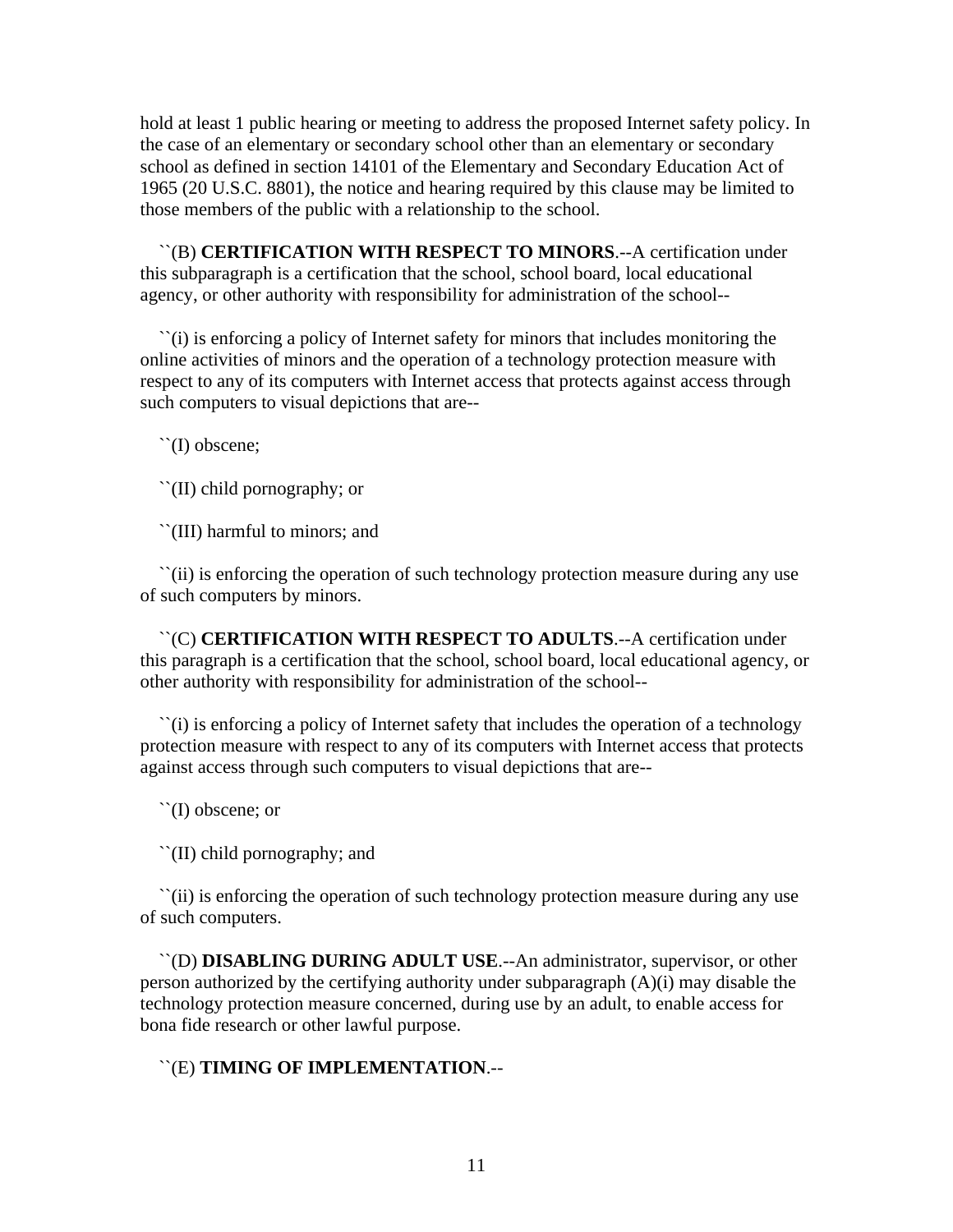hold at least 1 public hearing or meeting to address the proposed Internet safety policy. In the case of an elementary or secondary school other than an elementary or secondary school as defined in section 14101 of the Elementary and Secondary Education Act of 1965 (20 U.S.C. 8801), the notice and hearing required by this clause may be limited to those members of the public with a relationship to the school.

``(B) **CERTIFICATION WITH RESPECT TO MINORS**.--A certification under this subparagraph is a certification that the school, school board, local educational agency, or other authority with responsibility for administration of the school--

``(i) is enforcing a policy of Internet safety for minors that includes monitoring the online activities of minors and the operation of a technology protection measure with respect to any of its computers with Internet access that protects against access through such computers to visual depictions that are--

``(I) obscene;

``(II) child pornography; or

``(III) harmful to minors; and

``(ii) is enforcing the operation of such technology protection measure during any use of such computers by minors.

``(C) **CERTIFICATION WITH RESPECT TO ADULTS**.--A certification under this paragraph is a certification that the school, school board, local educational agency, or other authority with responsibility for administration of the school--

``(i) is enforcing a policy of Internet safety that includes the operation of a technology protection measure with respect to any of its computers with Internet access that protects against access through such computers to visual depictions that are--

``(I) obscene; or

``(II) child pornography; and

``(ii) is enforcing the operation of such technology protection measure during any use of such computers.

``(D) **DISABLING DURING ADULT USE**.--An administrator, supervisor, or other person authorized by the certifying authority under subparagraph (A)(i) may disable the technology protection measure concerned, during use by an adult, to enable access for bona fide research or other lawful purpose.

``(E) **TIMING OF IMPLEMENTATION**.--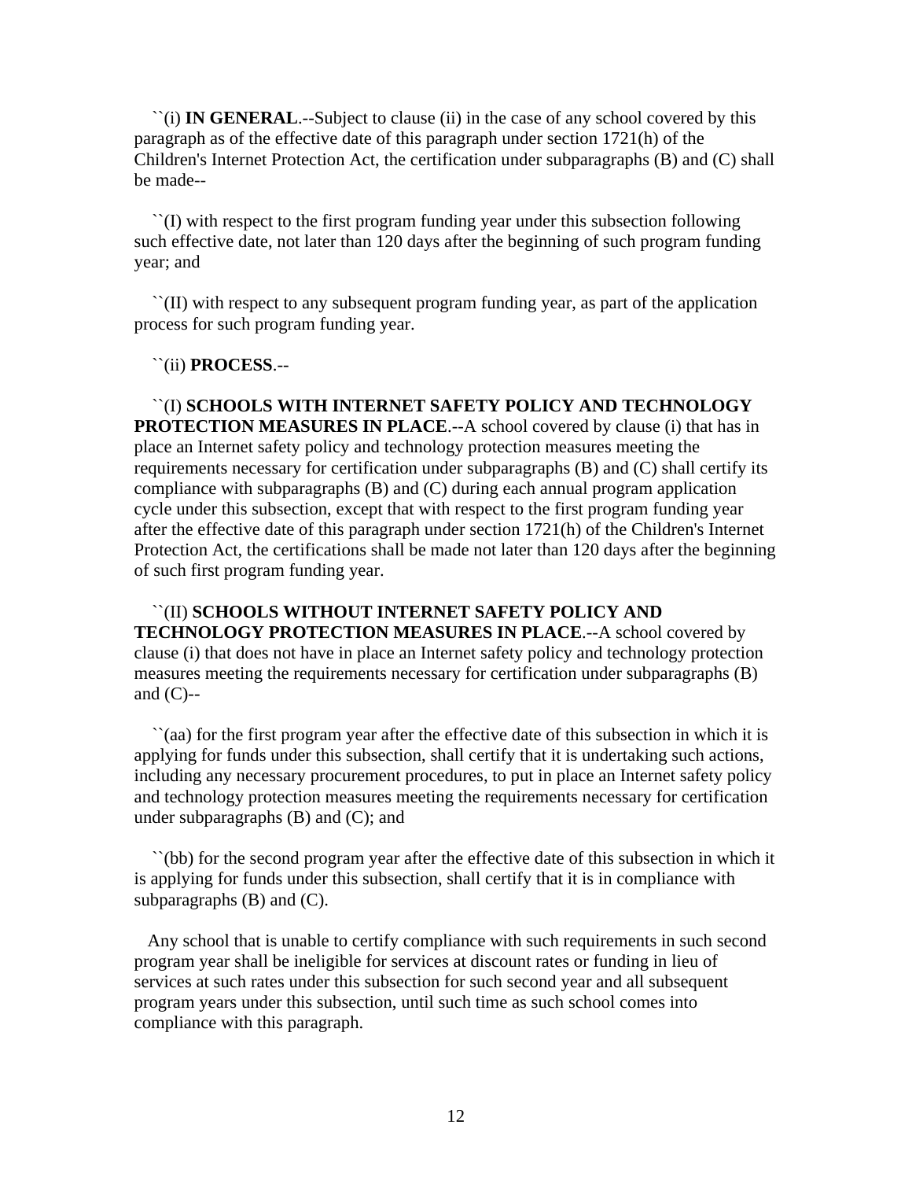``(i) **IN GENERAL**.--Subject to clause (ii) in the case of any school covered by this paragraph as of the effective date of this paragraph under section 1721(h) of the Children's Internet Protection Act, the certification under subparagraphs (B) and (C) shall be made--

``(I) with respect to the first program funding year under this subsection following such effective date, not later than 120 days after the beginning of such program funding year; and

``(II) with respect to any subsequent program funding year, as part of the application process for such program funding year.

``(ii) **PROCESS**.--

``(I) **SCHOOLS WITH INTERNET SAFETY POLICY AND TECHNOLOGY PROTECTION MEASURES IN PLACE**.--A school covered by clause (i) that has in place an Internet safety policy and technology protection measures meeting the requirements necessary for certification under subparagraphs (B) and (C) shall certify its compliance with subparagraphs (B) and (C) during each annual program application cycle under this subsection, except that with respect to the first program funding year after the effective date of this paragraph under section 1721(h) of the Children's Internet Protection Act, the certifications shall be made not later than 120 days after the beginning of such first program funding year.

``(II) **SCHOOLS WITHOUT INTERNET SAFETY POLICY AND TECHNOLOGY PROTECTION MEASURES IN PLACE**.--A school covered by clause (i) that does not have in place an Internet safety policy and technology protection measures meeting the requirements necessary for certification under subparagraphs (B) and (C)--

``(aa) for the first program year after the effective date of this subsection in which it is applying for funds under this subsection, shall certify that it is undertaking such actions, including any necessary procurement procedures, to put in place an Internet safety policy and technology protection measures meeting the requirements necessary for certification under subparagraphs (B) and (C); and

``(bb) for the second program year after the effective date of this subsection in which it is applying for funds under this subsection, shall certify that it is in compliance with subparagraphs (B) and (C).

Any school that is unable to certify compliance with such requirements in such second program year shall be ineligible for services at discount rates or funding in lieu of services at such rates under this subsection for such second year and all subsequent program years under this subsection, until such time as such school comes into compliance with this paragraph.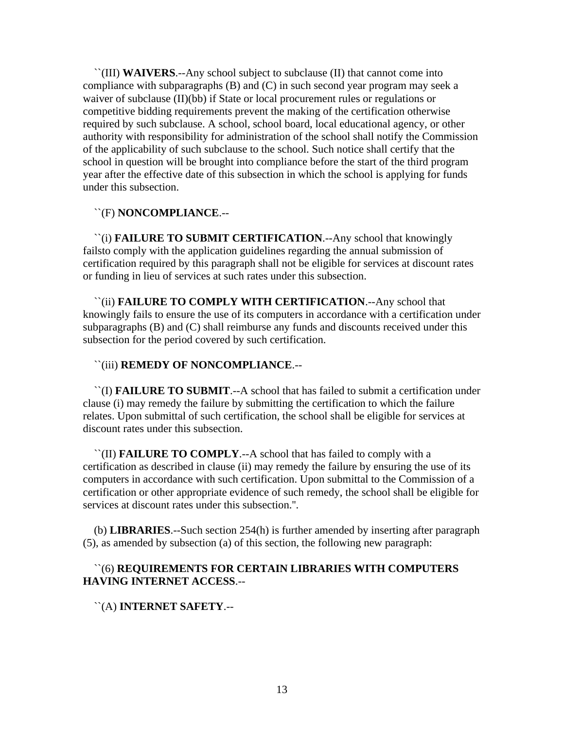``(III) **WAIVERS**.--Any school subject to subclause (II) that cannot come into compliance with subparagraphs (B) and (C) in such second year program may seek a waiver of subclause (II)(bb) if State or local procurement rules or regulations or competitive bidding requirements prevent the making of the certification otherwise required by such subclause. A school, school board, local educational agency, or other authority with responsibility for administration of the school shall notify the Commission of the applicability of such subclause to the school. Such notice shall certify that the school in question will be brought into compliance before the start of the third program year after the effective date of this subsection in which the school is applying for funds under this subsection.

``(F) **NONCOMPLIANCE**.--

``(i) **FAILURE TO SUBMIT CERTIFICATION**.--Any school that knowingly failsto comply with the application guidelines regarding the annual submission of certification required by this paragraph shall not be eligible for services at discount rates or funding in lieu of services at such rates under this subsection.

``(ii) **FAILURE TO COMPLY WITH CERTIFICATION**.--Any school that knowingly fails to ensure the use of its computers in accordance with a certification under subparagraphs (B) and (C) shall reimburse any funds and discounts received under this subsection for the period covered by such certification.

``(iii) **REMEDY OF NONCOMPLIANCE**.--

``(I) **FAILURE TO SUBMIT**.--A school that has failed to submit a certification under clause (i) may remedy the failure by submitting the certification to which the failure relates. Upon submittal of such certification, the school shall be eligible for services at discount rates under this subsection.

``(II) **FAILURE TO COMPLY**.--A school that has failed to comply with a certification as described in clause (ii) may remedy the failure by ensuring the use of its computers in accordance with such certification. Upon submittal to the Commission of a certification or other appropriate evidence of such remedy, the school shall be eligible for services at discount rates under this subsection.''.

(b) **LIBRARIES**.--Such section 254(h) is further amended by inserting after paragraph (5), as amended by subsection (a) of this section, the following new paragraph:

``(6) **REQUIREMENTS FOR CERTAIN LIBRARIES WITH COMPUTERS HAVING INTERNET ACCESS**.--

``(A) **INTERNET SAFETY**.--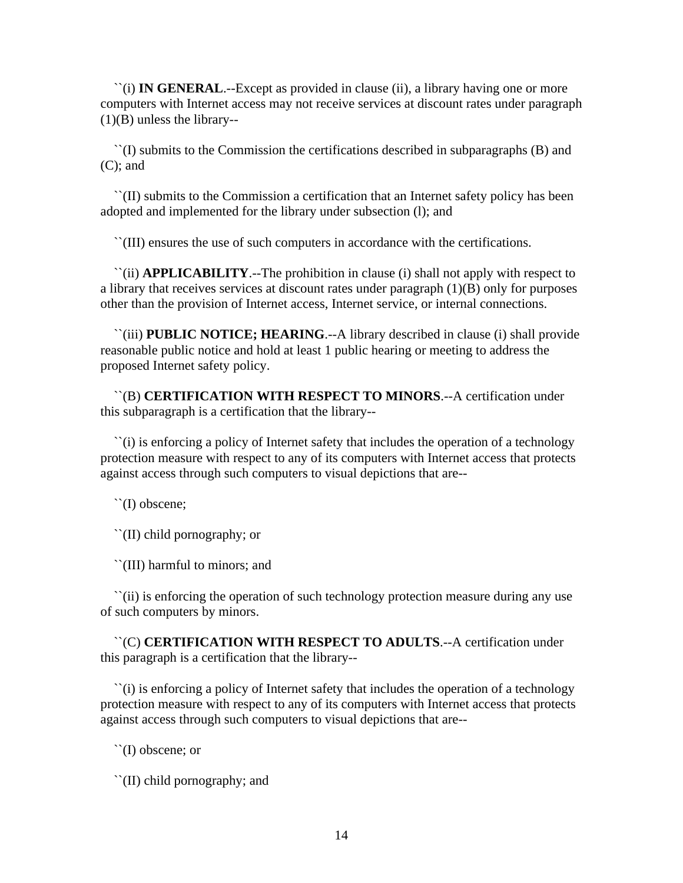``(i) **IN GENERAL**.--Except as provided in clause (ii), a library having one or more computers with Internet access may not receive services at discount rates under paragraph (1)(B) unless the library--

``(I) submits to the Commission the certifications described in subparagraphs (B) and (C); and

``(II) submits to the Commission a certification that an Internet safety policy has been adopted and implemented for the library under subsection (l); and

``(III) ensures the use of such computers in accordance with the certifications.

``(ii) **APPLICABILITY**.--The prohibition in clause (i) shall not apply with respect to a library that receives services at discount rates under paragraph (1)(B) only for purposes other than the provision of Internet access, Internet service, or internal connections.

``(iii) **PUBLIC NOTICE; HEARING**.--A library described in clause (i) shall provide reasonable public notice and hold at least 1 public hearing or meeting to address the proposed Internet safety policy.

``(B) **CERTIFICATION WITH RESPECT TO MINORS**.--A certification under this subparagraph is a certification that the library--

``(i) is enforcing a policy of Internet safety that includes the operation of a technology protection measure with respect to any of its computers with Internet access that protects against access through such computers to visual depictions that are--

``(I) obscene;

``(II) child pornography; or

``(III) harmful to minors; and

``(ii) is enforcing the operation of such technology protection measure during any use of such computers by minors.

``(C) **CERTIFICATION WITH RESPECT TO ADULTS**.--A certification under this paragraph is a certification that the library--

``(i) is enforcing a policy of Internet safety that includes the operation of a technology protection measure with respect to any of its computers with Internet access that protects against access through such computers to visual depictions that are--

``(I) obscene; or

``(II) child pornography; and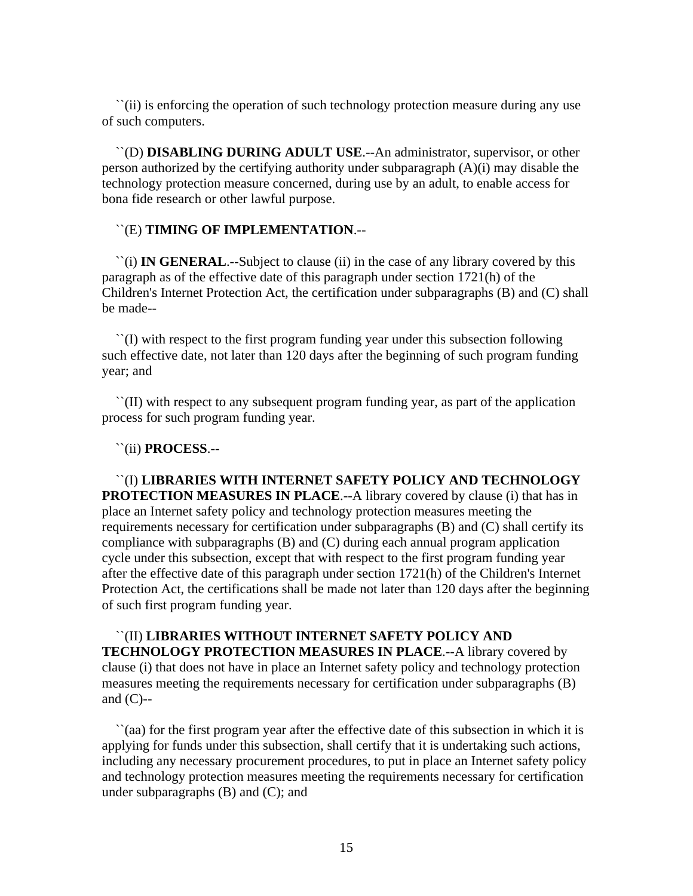``(ii) is enforcing the operation of such technology protection measure during any use of such computers.

``(D) **DISABLING DURING ADULT USE**.--An administrator, supervisor, or other person authorized by the certifying authority under subparagraph (A)(i) may disable the technology protection measure concerned, during use by an adult, to enable access for bona fide research or other lawful purpose.

``(E) **TIMING OF IMPLEMENTATION**.--

``(i) **IN GENERAL**.--Subject to clause (ii) in the case of any library covered by this paragraph as of the effective date of this paragraph under section 1721(h) of the Children's Internet Protection Act, the certification under subparagraphs (B) and (C) shall be made--

``(I) with respect to the first program funding year under this subsection following such effective date, not later than 120 days after the beginning of such program funding year; and

``(II) with respect to any subsequent program funding year, as part of the application process for such program funding year.

``(ii) **PROCESS**.--

``(I) **LIBRARIES WITH INTERNET SAFETY POLICY AND TECHNOLOGY PROTECTION MEASURES IN PLACE**.--A library covered by clause (i) that has in place an Internet safety policy and technology protection measures meeting the requirements necessary for certification under subparagraphs (B) and (C) shall certify its compliance with subparagraphs (B) and (C) during each annual program application cycle under this subsection, except that with respect to the first program funding year after the effective date of this paragraph under section 1721(h) of the Children's Internet Protection Act, the certifications shall be made not later than 120 days after the beginning of such first program funding year.

``(II) **LIBRARIES WITHOUT INTERNET SAFETY POLICY AND TECHNOLOGY PROTECTION MEASURES IN PLACE**.--A library covered by clause (i) that does not have in place an Internet safety policy and technology protection measures meeting the requirements necessary for certification under subparagraphs (B) and (C)--

``(aa) for the first program year after the effective date of this subsection in which it is applying for funds under this subsection, shall certify that it is undertaking such actions, including any necessary procurement procedures, to put in place an Internet safety policy and technology protection measures meeting the requirements necessary for certification under subparagraphs (B) and (C); and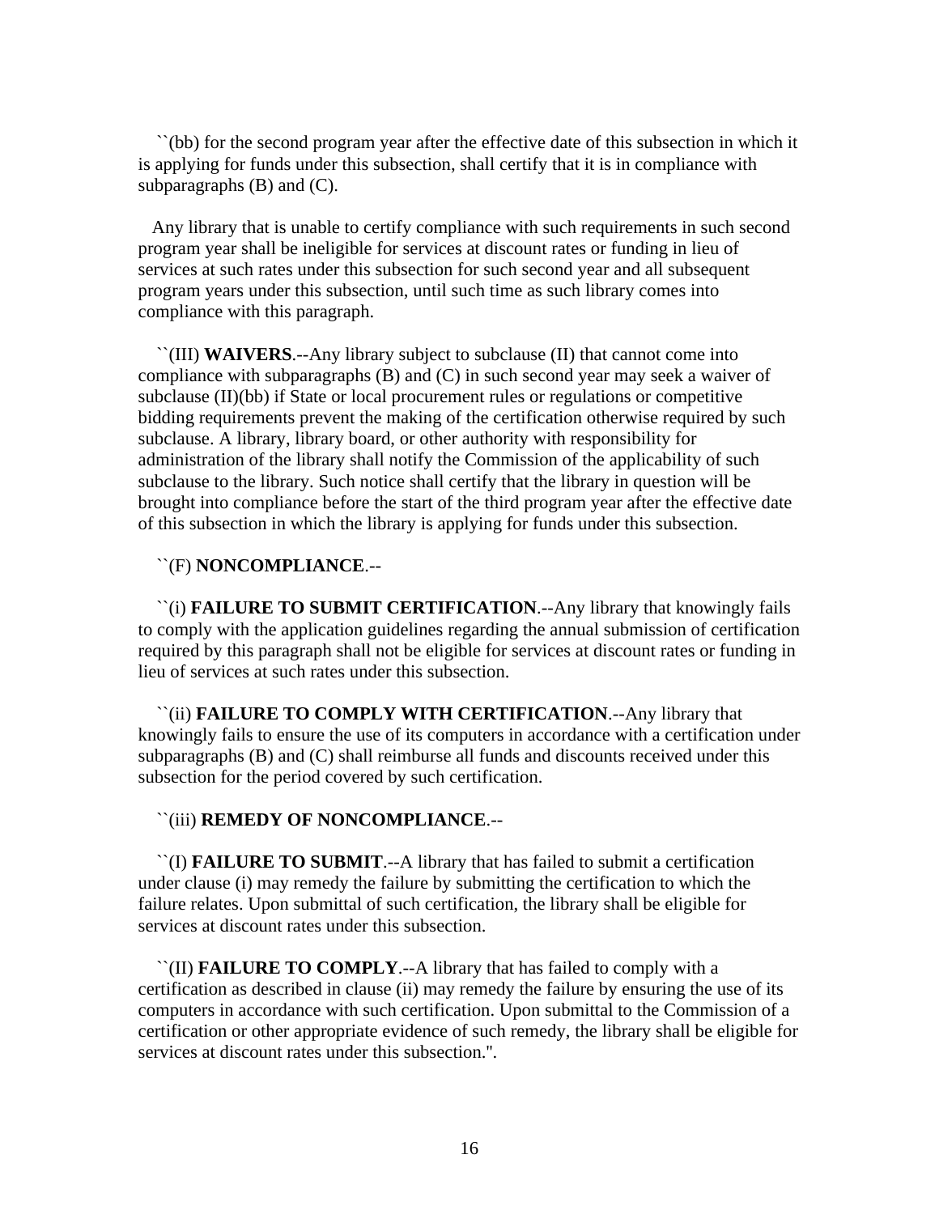``(bb) for the second program year after the effective date of this subsection in which it is applying for funds under this subsection, shall certify that it is in compliance with subparagraphs (B) and (C).

Any library that is unable to certify compliance with such requirements in such second program year shall be ineligible for services at discount rates or funding in lieu of services at such rates under this subsection for such second year and all subsequent program years under this subsection, until such time as such library comes into compliance with this paragraph.

``(III) **WAIVERS**.--Any library subject to subclause (II) that cannot come into compliance with subparagraphs (B) and (C) in such second year may seek a waiver of subclause (II)(bb) if State or local procurement rules or regulations or competitive bidding requirements prevent the making of the certification otherwise required by such subclause. A library, library board, or other authority with responsibility for administration of the library shall notify the Commission of the applicability of such subclause to the library. Such notice shall certify that the library in question will be brought into compliance before the start of the third program year after the effective date of this subsection in which the library is applying for funds under this subsection.

``(F) **NONCOMPLIANCE**.--

``(i) **FAILURE TO SUBMIT CERTIFICATION**.--Any library that knowingly fails to comply with the application guidelines regarding the annual submission of certification required by this paragraph shall not be eligible for services at discount rates or funding in lieu of services at such rates under this subsection.

``(ii) **FAILURE TO COMPLY WITH CERTIFICATION**.--Any library that knowingly fails to ensure the use of its computers in accordance with a certification under subparagraphs (B) and (C) shall reimburse all funds and discounts received under this subsection for the period covered by such certification.

``(iii) **REMEDY OF NONCOMPLIANCE**.--

``(I) **FAILURE TO SUBMIT**.--A library that has failed to submit a certification under clause (i) may remedy the failure by submitting the certification to which the failure relates. Upon submittal of such certification, the library shall be eligible for services at discount rates under this subsection.

``(II) **FAILURE TO COMPLY**.--A library that has failed to comply with a certification as described in clause (ii) may remedy the failure by ensuring the use of its computers in accordance with such certification. Upon submittal to the Commission of a certification or other appropriate evidence of such remedy, the library shall be eligible for services at discount rates under this subsection.''.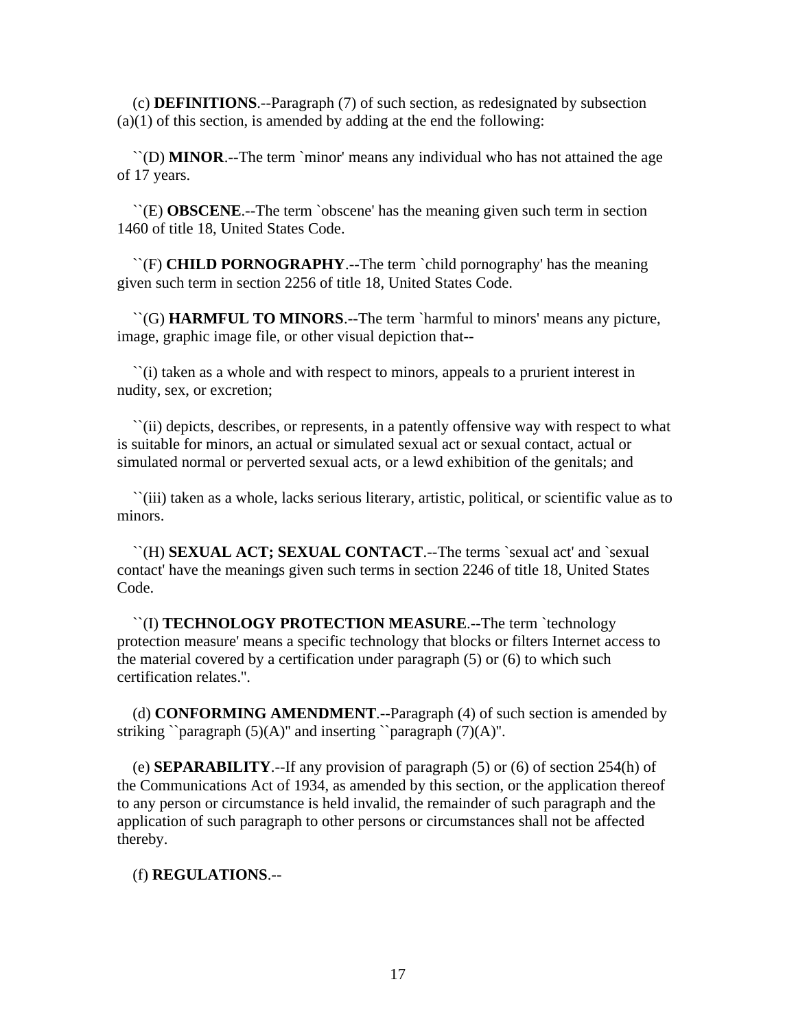(c) **DEFINITIONS**.--Paragraph (7) of such section, as redesignated by subsection (a)(1) of this section, is amended by adding at the end the following:

``(D) **MINOR**.--The term `minor' means any individual who has not attained the age of 17 years.

``(E) **OBSCENE**.--The term `obscene' has the meaning given such term in section 1460 of title 18, United States Code.

``(F) **CHILD PORNOGRAPHY**.--The term `child pornography' has the meaning given such term in section 2256 of title 18, United States Code.

``(G) **HARMFUL TO MINORS**.--The term `harmful to minors' means any picture, image, graphic image file, or other visual depiction that--

``(i) taken as a whole and with respect to minors, appeals to a prurient interest in nudity, sex, or excretion;

``(ii) depicts, describes, or represents, in a patently offensive way with respect to what is suitable for minors, an actual or simulated sexual act or sexual contact, actual or simulated normal or perverted sexual acts, or a lewd exhibition of the genitals; and

``(iii) taken as a whole, lacks serious literary, artistic, political, or scientific value as to minors.

``(H) **SEXUAL ACT; SEXUAL CONTACT**.--The terms `sexual act' and `sexual contact' have the meanings given such terms in section 2246 of title 18, United States Code.

``(I) **TECHNOLOGY PROTECTION MEASURE**.--The term `technology protection measure' means a specific technology that blocks or filters Internet access to the material covered by a certification under paragraph (5) or (6) to which such certification relates.''.

(d) **CONFORMING AMENDMENT**.--Paragraph (4) of such section is amended by striking ``paragraph (5)(A)'' and inserting ``paragraph (7)(A)''.

(e) **SEPARABILITY**.--If any provision of paragraph (5) or (6) of section 254(h) of the Communications Act of 1934, as amended by this section, or the application thereof to any person or circumstance is held invalid, the remainder of such paragraph and the application of such paragraph to other persons or circumstances shall not be affected thereby.

(f) **REGULATIONS**.--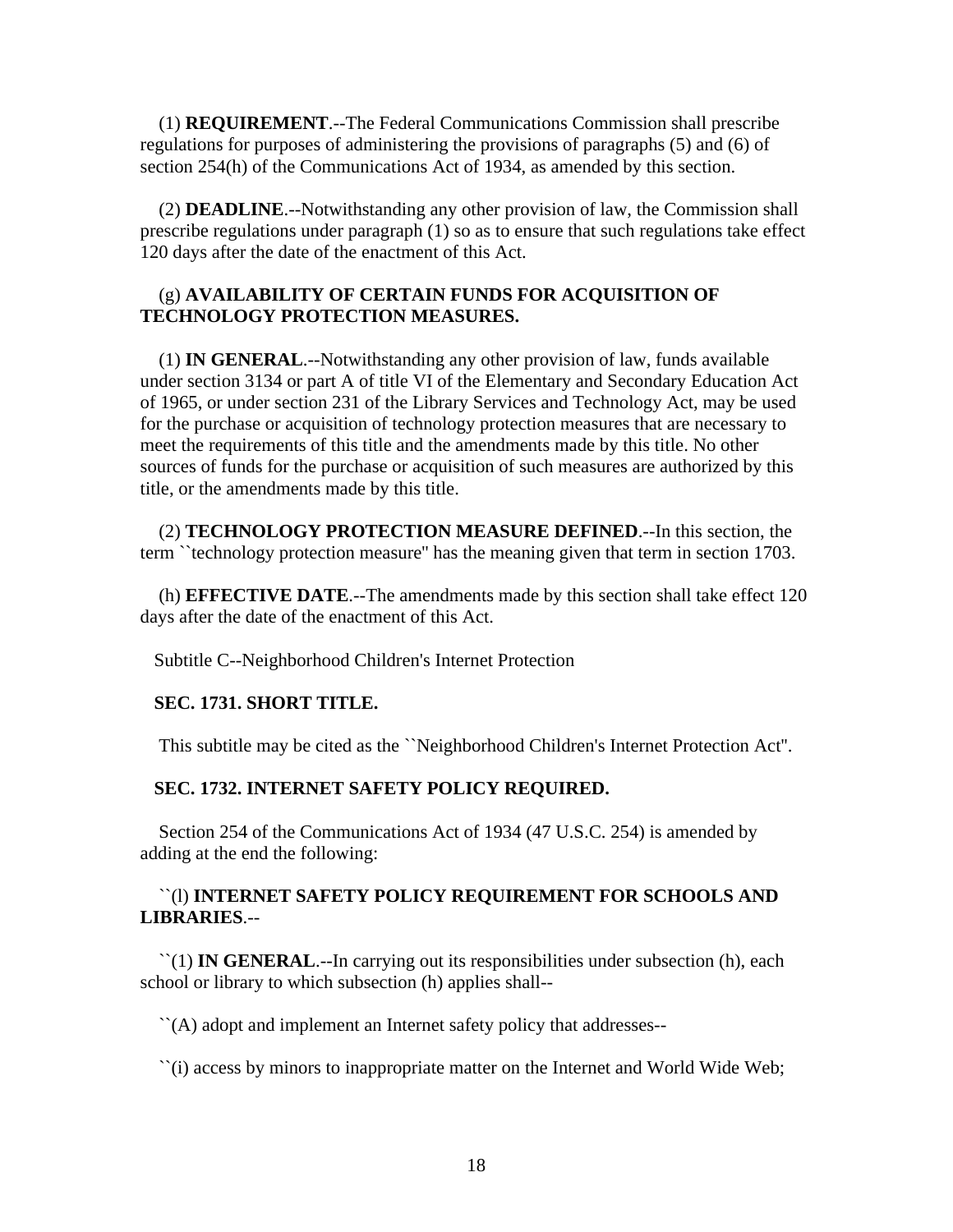(1) **REQUIREMENT**.--The Federal Communications Commission shall prescribe regulations for purposes of administering the provisions of paragraphs (5) and (6) of section 254(h) of the Communications Act of 1934, as amended by this section.

(2) **DEADLINE**.--Notwithstanding any other provision of law, the Commission shall prescribe regulations under paragraph (1) so as to ensure that such regulations take effect 120 days after the date of the enactment of this Act.

(g) **AVAILABILITY OF CERTAIN FUNDS FOR ACQUISITION OF TECHNOLOGY PROTECTION MEASURES.**

(1) **IN GENERAL**.--Notwithstanding any other provision of law, funds available under section 3134 or part A of title VI of the Elementary and Secondary Education Act of 1965, or under section 231 of the Library Services and Technology Act, may be used for the purchase or acquisition of technology protection measures that are necessary to meet the requirements of this title and the amendments made by this title. No other sources of funds for the purchase or acquisition of such measures are authorized by this title, or the amendments made by this title.

(2) **TECHNOLOGY PROTECTION MEASURE DEFINED**.--In this section, the term ``technology protection measure'' has the meaning given that term in section 1703.

(h) **EFFECTIVE DATE**.--The amendments made by this section shall take effect 120 days after the date of the enactment of this Act.

Subtitle C--Neighborhood Children's Internet Protection

**SEC. 1731. SHORT TITLE.**

This subtitle may be cited as the ``Neighborhood Children's Internet Protection Act''.

**SEC. 1732. INTERNET SAFETY POLICY REQUIRED.**

Section 254 of the Communications Act of 1934 (47 U.S.C. 254) is amended by adding at the end the following:

``(l) **INTERNET SAFETY POLICY REQUIREMENT FOR SCHOOLS AND LIBRARIES**.--

``(1) **IN GENERAL**.--In carrying out its responsibilities under subsection (h), each school or library to which subsection (h) applies shall--

``(A) adopt and implement an Internet safety policy that addresses--

``(i) access by minors to inappropriate matter on the Internet and World Wide Web;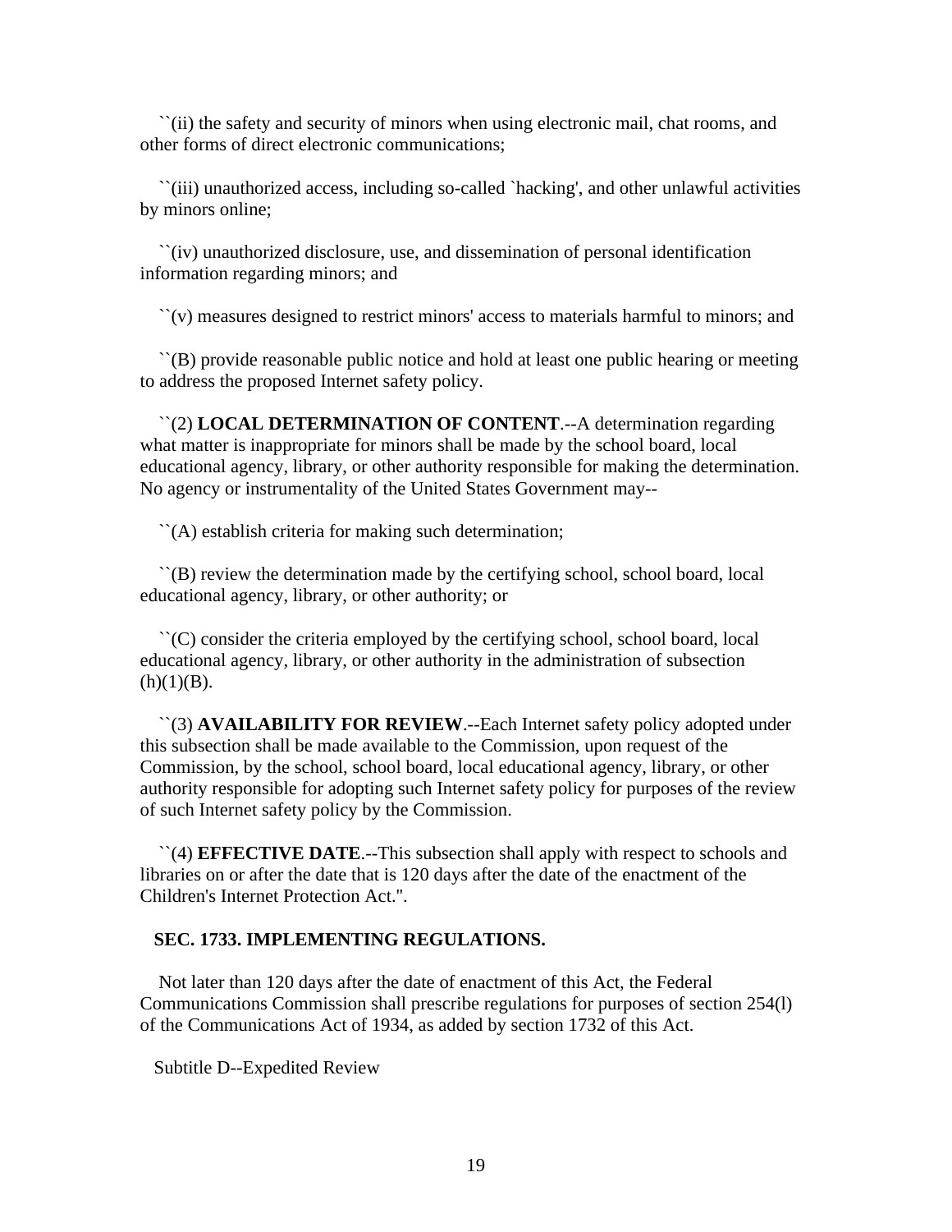``(ii) the safety and security of minors when using electronic mail, chat rooms, and other forms of direct electronic communications;

``(iii) unauthorized access, including so-called `hacking', and other unlawful activities by minors online;

``(iv) unauthorized disclosure, use, and dissemination of personal identification information regarding minors; and

``(v) measures designed to restrict minors' access to materials harmful to minors; and

``(B) provide reasonable public notice and hold at least one public hearing or meeting to address the proposed Internet safety policy.

``(2) **LOCAL DETERMINATION OF CONTENT**.--A determination regarding what matter is inappropriate for minors shall be made by the school board, local educational agency, library, or other authority responsible for making the determination. No agency or instrumentality of the United States Government may--

``(A) establish criteria for making such determination;

``(B) review the determination made by the certifying school, school board, local educational agency, library, or other authority; or

``(C) consider the criteria employed by the certifying school, school board, local educational agency, library, or other authority in the administration of subsection (h)(1)(B).

``(3) **AVAILABILITY FOR REVIEW**.--Each Internet safety policy adopted under this subsection shall be made available to the Commission, upon request of the Commission, by the school, school board, local educational agency, library, or other authority responsible for adopting such Internet safety policy for purposes of the review of such Internet safety policy by the Commission.

``(4) **EFFECTIVE DATE**.--This subsection shall apply with respect to schools and libraries on or after the date that is 120 days after the date of the enactment of the Children's Internet Protection Act.''.

**SEC. 1733. IMPLEMENTING REGULATIONS.**

Not later than 120 days after the date of enactment of this Act, the Federal Communications Commission shall prescribe regulations for purposes of section 254(l) of the Communications Act of 1934, as added by section 1732 of this Act.

Subtitle D--Expedited Review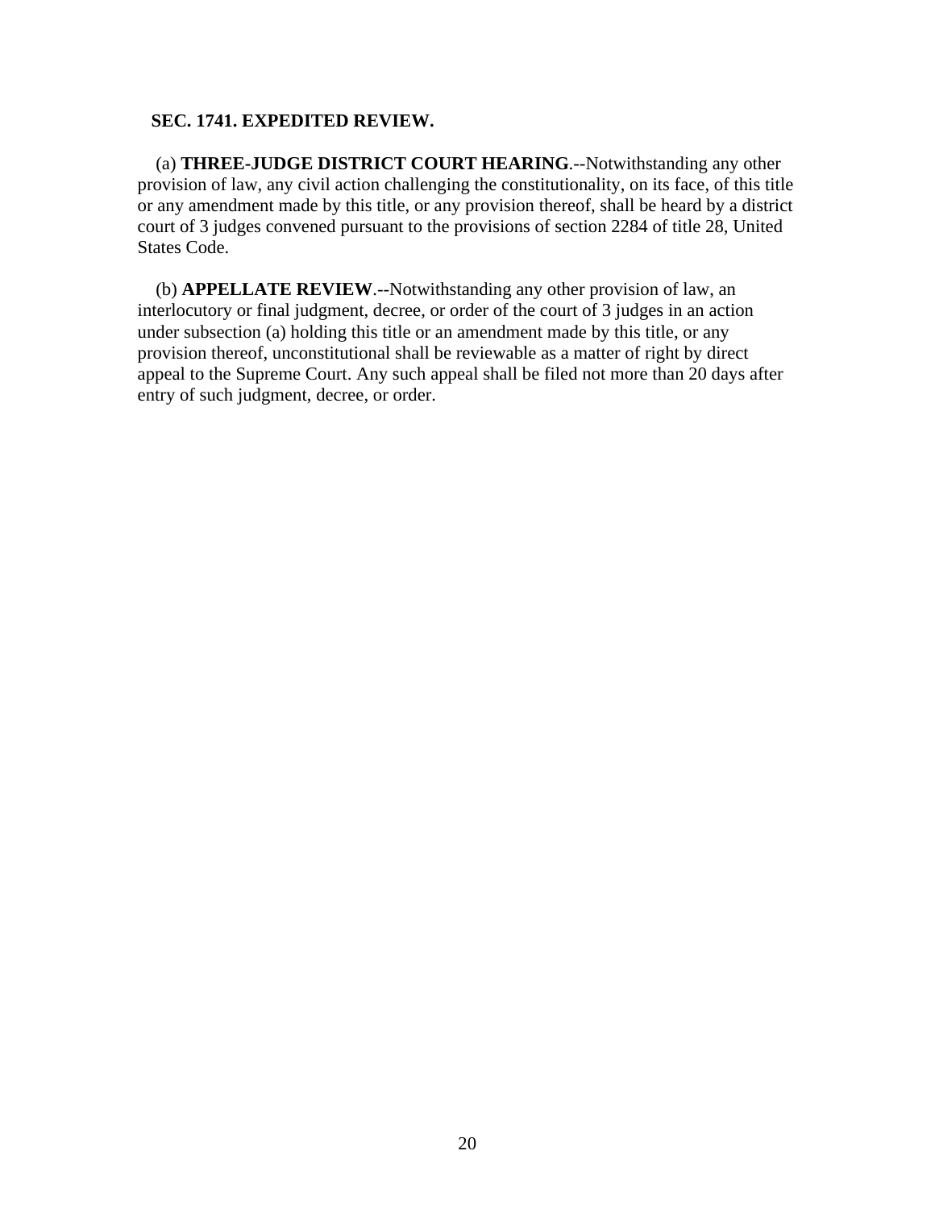**SEC. 1741. EXPEDITED REVIEW.**

(a) **THREE-JUDGE DISTRICT COURT HEARING**.--Notwithstanding any other provision of law, any civil action challenging the constitutionality, on its face, of this title or any amendment made by this title, or any provision thereof, shall be heard by a district court of 3 judges convened pursuant to the provisions of section 2284 of title 28, United States Code.

(b) **APPELLATE REVIEW**.--Notwithstanding any other provision of law, an interlocutory or final judgment, decree, or order of the court of 3 judges in an action under subsection (a) holding this title or an amendment made by this title, or any provision thereof, unconstitutional shall be reviewable as a matter of right by direct appeal to the Supreme Court. Any such appeal shall be filed not more than 20 days after entry of such judgment, decree, or order.